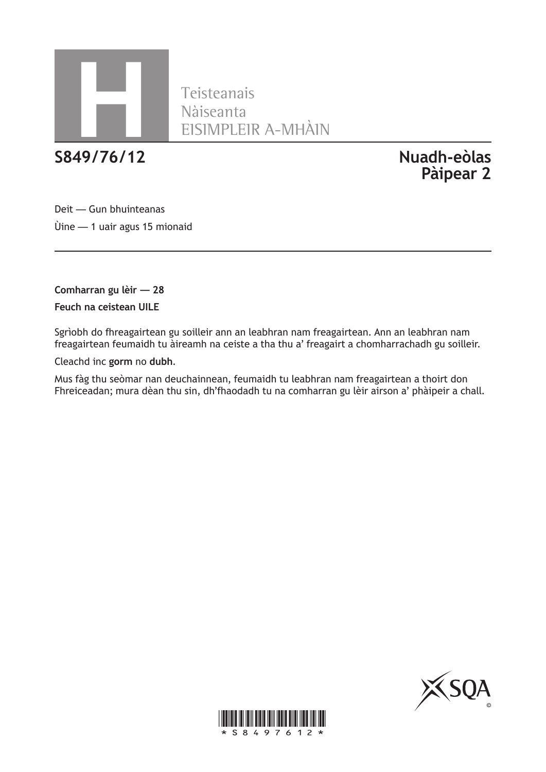H

Teisteanais
Nàiseanta
EISIMPLEIR A-MHÀIN

**S849/76/12**

**Nuadh-eòlas**
**Pàipear 2**

Deit — Gun bhuinteanas

Ùine — 1 uair agus 15 mionaid

**Comharran gu lèir — 28**

**Feuch na ceistean UILE**

Sgrìobh do fhreagairtean gu soilleir ann an leabhran nam freagairtean. Ann an leabhran nam freagairtean feumaidh tu àireamh na ceiste a tha thu a' freagairt a chomharrachadh gu soilleir.

Cleachd inc **gorm** no **dubh**.

Mus fàg thu seòmar nan deuchainnean, feumaidh tu leabhran nam freagairtean a thoirt don Fhreiceadan; mura dèan thu sin, dh'fhaodadh tu na comharran gu lèir airson a' phàipeir a chall.

*S8497612*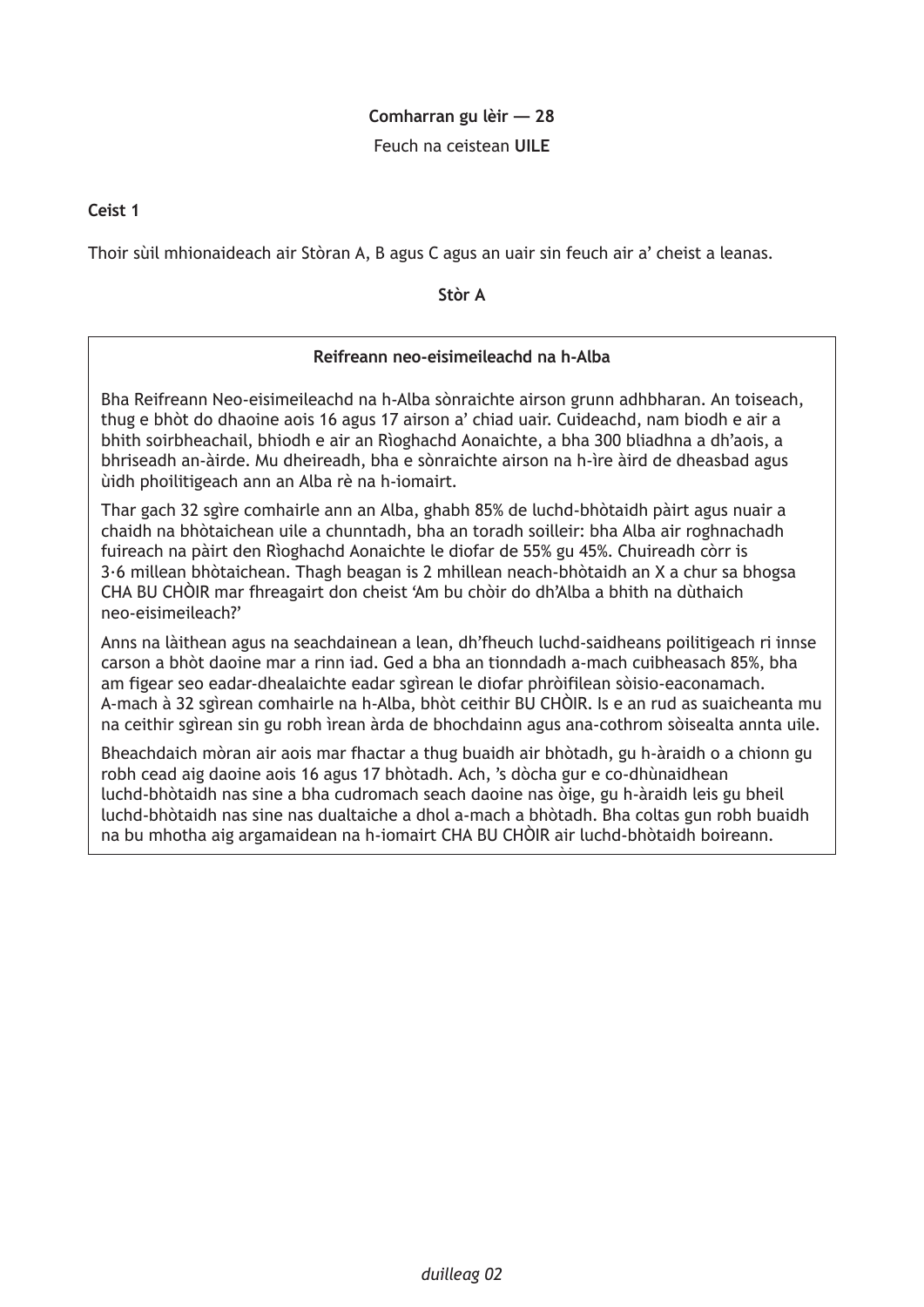**Comharran gu lèir — 28**

Feuch na ceistean **UILE**

**Ceist 1**

Thoir sùil mhionaideach air Stòran A, B agus C agus an uair sin feuch air a' cheist a leanas.

**Stòr A**

**Reifreann neo-eisimeileachd na h-Alba**

Bha Reifreann Neo-eisimeileachd na h-Alba sònraichte airson grunn adhbharan. An toiseach, thug e bhòt do dhaoine aois 16 agus 17 airson a' chiad uair. Cuideachd, nam biodh e air a bhith soirbheachail, bhiodh e air an Rìoghachd Aonaichte, a bha 300 bliadhna a dh'aois, a bhriseadh an-àirde. Mu dheireadh, bha e sònraichte airson na h-ìre àird de dheasbad agus ùidh phoilitigeach ann an Alba rè na h-iomairt.

Thar gach 32 sgìre comhairle ann an Alba, ghabh 85% de luchd-bhòtaidh pàirt agus nuair a chaidh na bhòtaichean uile a chunntadh, bha an toradh soilleir: bha Alba air roghnachadh fuireach na pàirt den Rìoghachd Aonaichte le diofar de 55% gu 45%. Chuireadh còrr is 3·6 millean bhòtaichean. Thagh beagan is 2 mhillean neach-bhòtaidh an X a chur sa bhogsa CHA BU CHÒIR mar fhreagairt don cheist 'Am bu chòir do dh'Alba a bhith na dùthaich neo-eisimeileach?'

Anns na làithean agus na seachdainean a lean, dh'fheuch luchd-saidheans poilitigeach ri innse carson a bhòt daoine mar a rinn iad. Ged a bha an tionndadh a-mach cuibheasach 85%, bha am figear seo eadar-dhealaichte eadar sgìrean le diofar phròifilean sòisio-eaconamach. A-mach à 32 sgìrean comhairle na h-Alba, bhòt ceithir BU CHÒIR. Is e an rud as suaicheanta mu na ceithir sgìrean sin gu robh ìrean àrda de bhochdainn agus ana-cothrom sòisealta annta uile.

Bheachdaich mòran air aois mar fhactar a thug buaidh air bhòtadh, gu h-àraidh o a chionn gu robh cead aig daoine aois 16 agus 17 bhòtadh. Ach, 's dòcha gur e co-dhùnaidhean luchd-bhòtaidh nas sine a bha cudromach seach daoine nas òige, gu h-àraidh leis gu bheil luchd-bhòtaidh nas sine nas dualtaiche a dhol a-mach a bhòtadh. Bha coltas gun robh buaidh na bu mhotha aig argamaidean na h-iomairt CHA BU CHÒIR air luchd-bhòtaidh boireann.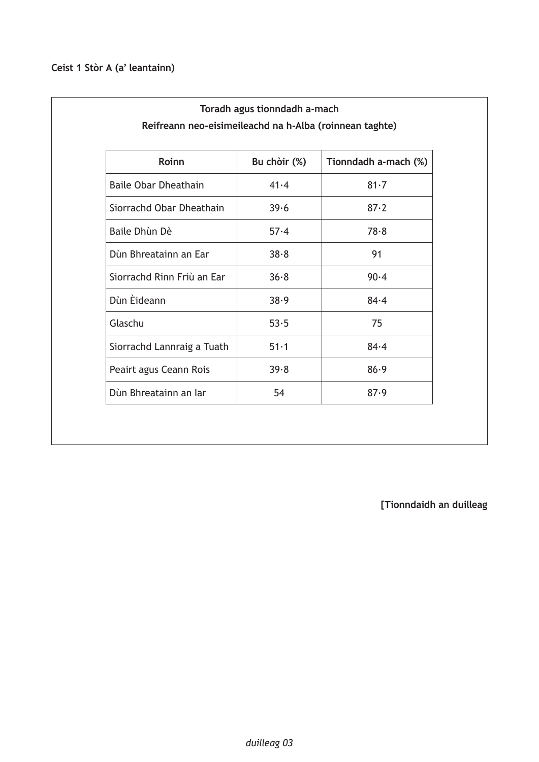**Ceist 1 Stòr A (a' leantainn)**

**Toradh agus tionndadh a-mach**

**Reifreann neo-eisimeileachd na h-Alba (roinnean taghte)**

| Roinn | Bu chòir (%) | Tionndadh a-mach (%) |
|---|---|---|
| Baile Obar Dheathain | 41·4 | 81·7 |
| Siorrachd Obar Dheathain | 39·6 | 87·2 |
| Baile Dhùn Dè | 57·4 | 78·8 |
| Dùn Bhreatainn an Ear | 38·8 | 91 |
| Siorrachd Rinn Friù an Ear | 36·8 | 90·4 |
| Dùn Èideann | 38·9 | 84·4 |
| Glaschu | 53·5 | 75 |
| Siorrachd Lannraig a Tuath | 51·1 | 84·4 |
| Peairt agus Ceann Rois | 39·8 | 86·9 |
| Dùn Bhreatainn an Iar | 54 | 87·9 |

**[Tionndaidh an duilleag**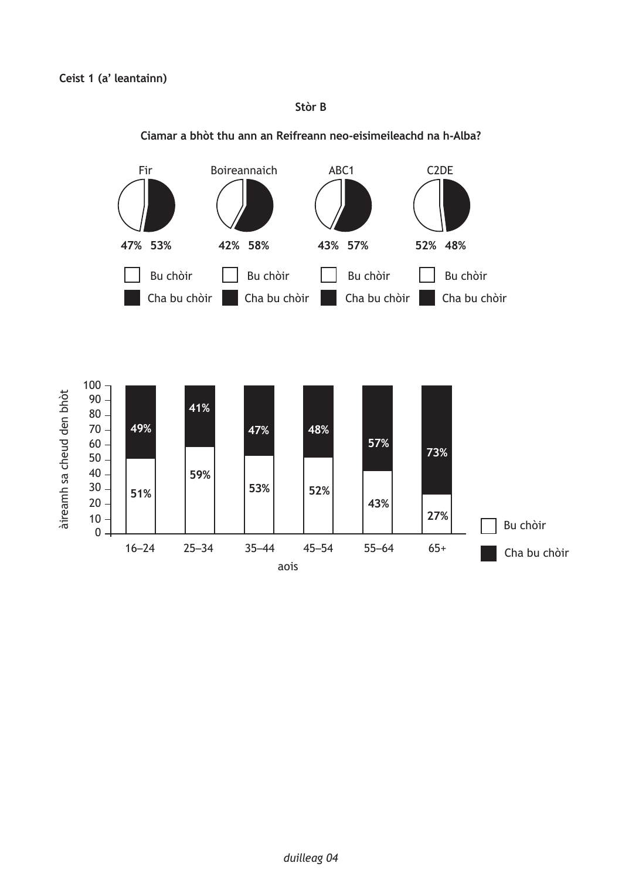**Ceist 1 (a' leantainn)**

**Stòr B**

**Ciamar a bhòt thu ann an Reifreann neo-eisimeileachd na h-Alba?**

| | Fir | Boireannaich | ABC1 | C2DE |
|---|---|---|---|---|
| Bu chòir | 47% | 42% | 43% | 52% |
| Cha bu chòir | 53% | 58% | 57% | 48% |

àireamh sa cheud den bhòt

| aois | Bu chòir | Cha bu chòir |
|---|---|---|
| 16–24 | 51% | 49% |
| 25–34 | 59% | 41% |
| 35–44 | 53% | 47% |
| 45–54 | 52% | 48% |
| 55–64 | 43% | 57% |
| 65+ | 27% | 73% |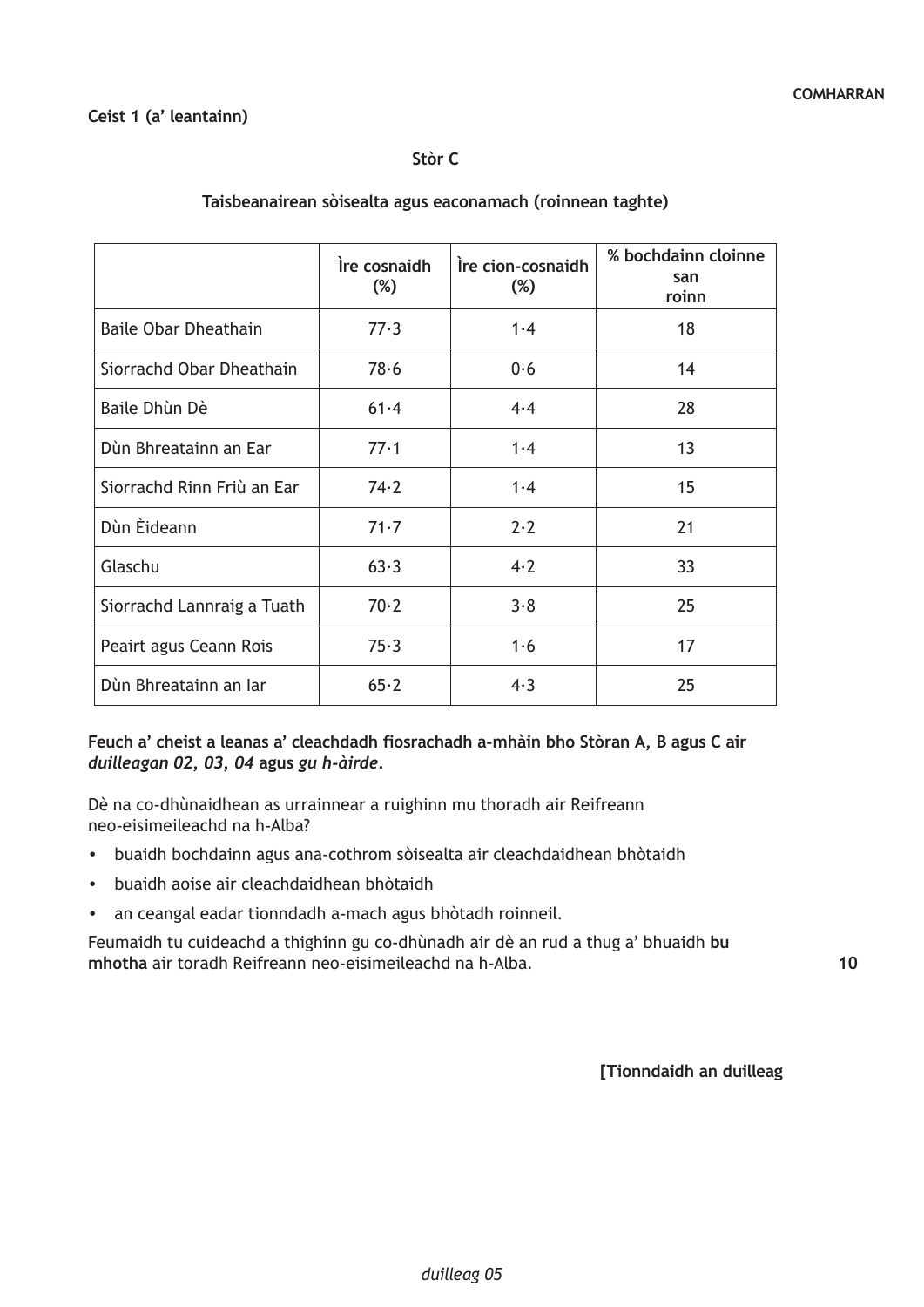**Ceist 1 (a' leantainn)**

**Stòr C**

**Taisbeanairean sòisealta agus eaconamach (roinnean taghte)**

| | Ìre cosnaidh (%) | Ìre cion-cosnaidh (%) | % bochdainn cloinne san roinn |
|---|---|---|---|
| Baile Obar Dheathain | 77·3 | 1·4 | 18 |
| Siorrachd Obar Dheathain | 78·6 | 0·6 | 14 |
| Baile Dhùn Dè | 61·4 | 4·4 | 28 |
| Dùn Bhreatainn an Ear | 77·1 | 1·4 | 13 |
| Siorrachd Rinn Friù an Ear | 74·2 | 1·4 | 15 |
| Dùn Èideann | 71·7 | 2·2 | 21 |
| Glaschu | 63·3 | 4·2 | 33 |
| Siorrachd Lannraig a Tuath | 70·2 | 3·8 | 25 |
| Peairt agus Ceann Rois | 75·3 | 1·6 | 17 |
| Dùn Bhreatainn an Iar | 65·2 | 4·3 | 25 |

**Feuch a' cheist a leanas a' cleachdadh fiosrachadh a-mhàin bho Stòran A, B agus C air *duilleagan 02, 03, 04* agus *gu h-àirde*.**

Dè na co-dhùnaidhean as urrainnear a ruighinn mu thoradh air Reifreann neo-eisimeileachd na h-Alba?

- buaidh bochdainn agus ana-cothrom sòisealta air cleachdaidhean bhòtaidh
- buaidh aoise air cleachdaidhean bhòtaidh
- an ceangal eadar tionndadh a-mach agus bhòtadh roinneil.

Feumaidh tu cuideachd a thighinn gu co-dhùnadh air dè an rud a thug a' bhuaidh **bu mhotha** air toradh Reifreann neo-eisimeileachd na h-Alba. 10

[Tionndaidh an duilleag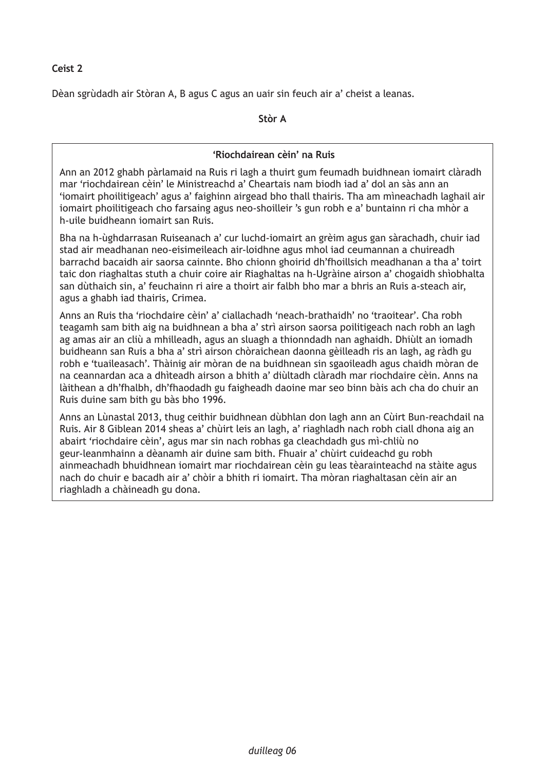**Ceist 2**

Dèan sgrùdadh air Stòran A, B agus C agus an uair sin feuch air a' cheist a leanas.

**Stòr A**

**'Riochdairean cèin' na Ruis**

Ann an 2012 ghabh pàrlamaid na Ruis ri lagh a thuirt gum feumadh buidhnean iomairt clàradh mar 'riochdairean cèin' le Ministreachd a' Cheartais nam biodh iad a' dol an sàs ann an 'iomairt phoilitigeach' agus a' faighinn airgead bho thall thairis. Tha am mìneachadh laghail air iomairt phoilitigeach cho farsaing agus neo-shoilleir 's gun robh e a' buntainn ri cha mhòr a h-uile buidheann iomairt san Ruis.

Bha na h-ùghdarrasan Ruiseanach a' cur luchd-iomairt an grèim agus gan sàrachadh, chuir iad stad air meadhanan neo-eisimeileach air-loidhne agus mhol iad ceumannan a chuireadh barrachd bacaidh air saorsa cainnte. Bho chionn ghoirid dh'fhoillsich meadhanan a tha a' toirt taic don riaghaltas stuth a chuir coire air Riaghaltas na h-Ugràine airson a' chogaidh shìobhalta san dùthaich sin, a' feuchainn ri aire a thoirt air falbh bho mar a bhris an Ruis a-steach air, agus a ghabh iad thairis, Crimea.

Anns an Ruis tha 'riochdaire cèin' a' ciallachadh 'neach-brathaidh' no 'traoitear'. Cha robh teagamh sam bith aig na buidhnean a bha a' strì airson saorsa poilitigeach nach robh an lagh ag amas air an cliù a mhilleadh, agus an sluagh a thionndadh nan aghaidh. Dhiùlt an iomadh buidheann san Ruis a bha a' strì airson chòraichean daonna gèilleadh ris an lagh, ag ràdh gu robh e 'tuaileasach'. Thàinig air mòran de na buidhnean sin sgaoileadh agus chaidh mòran de na ceannardan aca a dhìteadh airson a bhith a' diùltadh clàradh mar riochdaire cèin. Anns na làithean a dh'fhalbh, dh'fhaodadh gu faigheadh daoine mar seo binn bàis ach cha do chuir an Ruis duine sam bith gu bàs bho 1996.

Anns an Lùnastal 2013, thug ceithir buidhnean dùbhlan don lagh ann an Cùirt Bun-reachdail na Ruis. Air 8 Giblean 2014 sheas a' chùirt leis an lagh, a' riaghladh nach robh ciall dhona aig an abairt 'riochdaire cèin', agus mar sin nach robhas ga cleachdadh gus mì-chliù no geur-leanmhainn a dèanamh air duine sam bith. Fhuair a' chùirt cuideachd gu robh ainmeachadh bhuidhnean iomairt mar riochdairean cèin gu leas tèarainteachd na stàite agus nach do chuir e bacadh air a' chòir a bhith ri iomairt. Tha mòran riaghaltasan cèin air an riaghladh a chàineadh gu dona.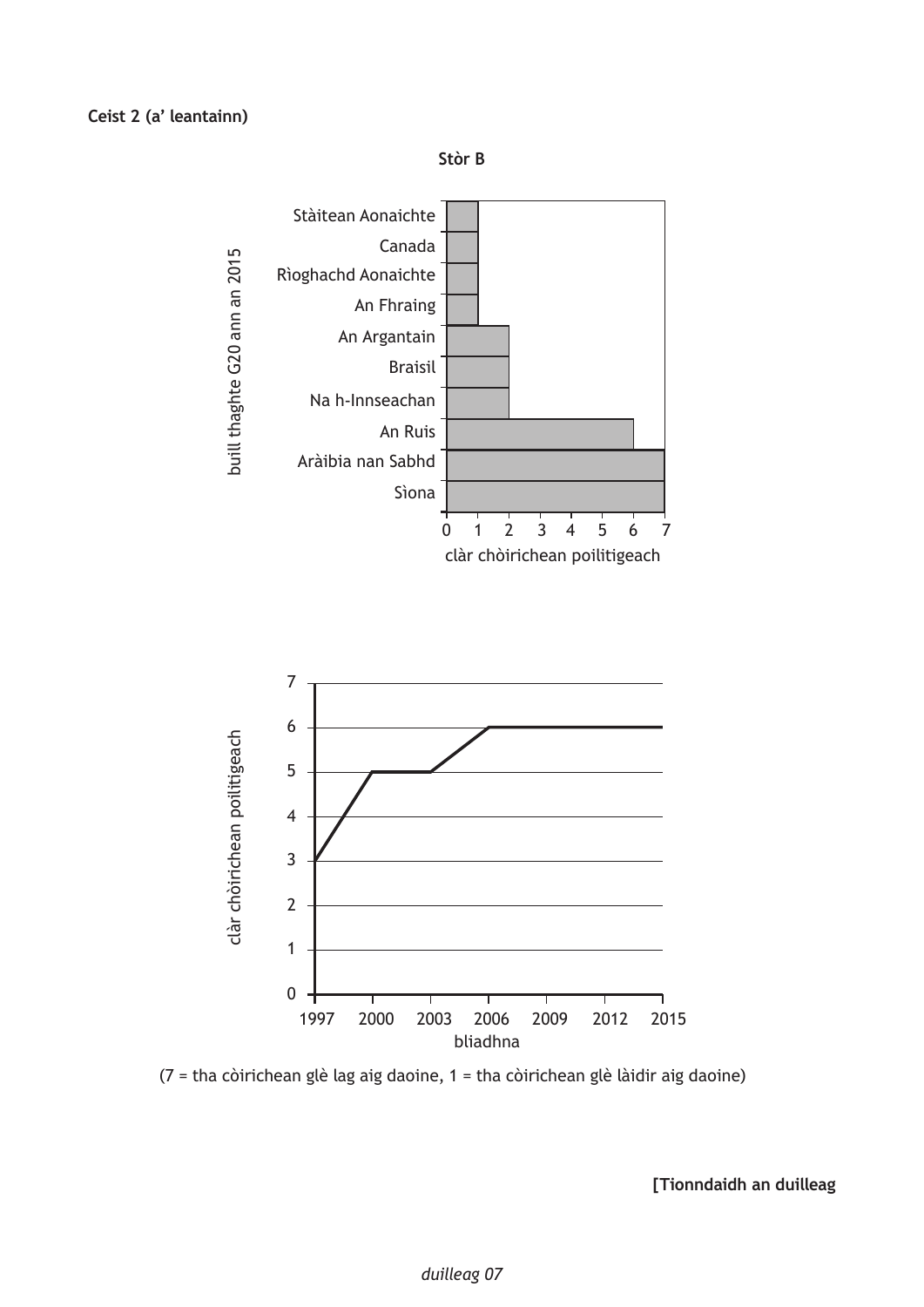**Ceist 2 (a' leantainn)**

**Stòr B**

| buill thaghte G20 ann an 2015 | clàr chòirichean poilitigeach |
|---|---|
| Stàitean Aonaichte | 1 |
| Canada | 1 |
| Rìoghachd Aonaichte | 1 |
| An Fhraing | 1 |
| An Argantain | 2 |
| Braisil | 2 |
| Na h-Innseachan | 2 |
| An Ruis | 6 |
| Aràibia nan Sabhd | 7 |
| Sìona | 7 |

| bliadhna | clàr chòirichean poilitigeach |
|---|---|
| 1997 | 3 |
| 2000 | 5 |
| 2003 | 5 |
| 2006 | 6 |
| 2009 | 6 |
| 2012 | 6 |
| 2015 | 6 |

(7 = tha còirichean glè lag aig daoine, 1 = tha còirichean glè làidir aig daoine)

**[Tionndaidh an duilleag**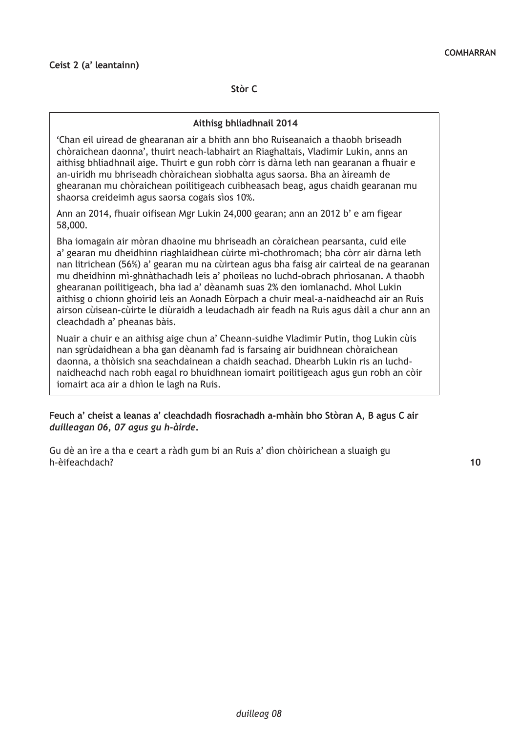**COMHARRAN**

**Ceist 2 (a' leantainn)**

**Stòr C**

**Aithisg bhliadhnail 2014**

'Chan eil uiread de ghearanan air a bhith ann bho Ruiseanaich a thaobh briseadh chòraichean daonna', thuirt neach-labhairt an Riaghaltais, Vladimir Lukin, anns an aithisg bhliadhnail aige. Thuirt e gun robh còrr is dàrna leth nan gearanan a fhuair e an-uiridh mu bhriseadh chòraichean sìobhalta agus saorsa. Bha an àireamh de ghearanan mu chòraichean poilitigeach cuibheasach beag, agus chaidh gearanan mu shaorsa creideimh agus saorsa cogais sìos 10%.

Ann an 2014, fhuair oifisean Mgr Lukin 24,000 gearan; ann an 2012 b' e am figear 58,000.

Bha iomagain air mòran dhaoine mu bhriseadh an còraichean pearsanta, cuid eile a' gearan mu dheidhinn riaghlaidhean cùirte mì-chothromach; bha còrr air dàrna leth nan litrichean (56%) a' gearan mu na cùirtean agus bha faisg air cairteal de na gearanan mu dheidhinn mì-ghnàthachadh leis a' phoileas no luchd-obrach phrìosanan. A thaobh ghearanan poilitigeach, bha iad a' dèanamh suas 2% den iomlanachd. Mhol Lukin aithisg o chionn ghoirid leis an Aonadh Eòrpach a chuir meal-a-naidheachd air an Ruis airson cùisean-cùirte le diùraidh a leudachadh air feadh na Ruis agus dàil a chur ann an cleachdadh a' pheanas bàis.

Nuair a chuir e an aithisg aige chun a' Cheann-suidhe Vladimir Putin, thog Lukin cùis nan sgrùdaidhean a bha gan dèanamh fad is farsaing air buidhnean chòraichean daonna, a thòisich sna seachdainean a chaidh seachad. Dhearbh Lukin ris an luchd-naidheachd nach robh eagal ro bhuidhnean iomairt poilitigeach agus gun robh an còir iomairt aca air a dhìon le lagh na Ruis.

**Feuch a' cheist a leanas a' cleachdadh fiosrachadh a-mhàin bho Stòran A, B agus C air *duilleagan 06, 07 agus gu h-àirde*.**

Gu dè an ìre a tha e ceart a ràdh gum bi an Ruis a' dìon chòirichean a sluaigh gu h-èifeachdach? **10**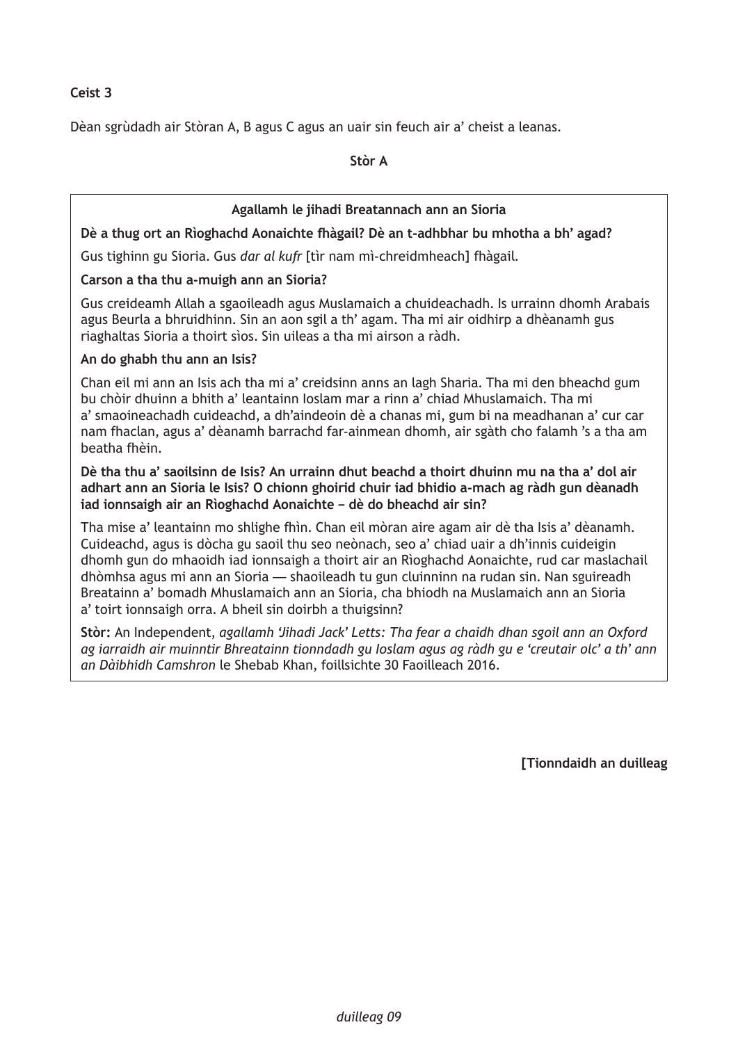**Ceist 3**

Dèan sgrùdadh air Stòran A, B agus C agus an uair sin feuch air a' cheist a leanas.

**Stòr A**

**Agallamh le jihadi Breatannach ann an Sioria**

**Dè a thug ort an Rìoghachd Aonaichte fhàgail? Dè an t-adhbhar bu mhotha a bh' agad?**

Gus tighinn gu Sioria. Gus *dar al kufr* [tìr nam mì-chreidmheach] fhàgail.

**Carson a tha thu a-muigh ann an Sioria?**

Gus creideamh Allah a sgaoileadh agus Muslamaich a chuideachadh. Is urrainn dhomh Arabais agus Beurla a bhruidhinn. Sin an aon sgil a th' agam. Tha mi air oidhirp a dhèanamh gus riaghaltas Sioria a thoirt sìos. Sin uileas a tha mi airson a ràdh.

**An do ghabh thu ann an Isis?**

Chan eil mi ann an Isis ach tha mi a' creidsinn anns an lagh Sharia. Tha mi den bheachd gum bu chòir dhuinn a bhith a' leantainn Ioslam mar a rinn a' chiad Mhuslamaich. Tha mi a' smaoineachadh cuideachd, a dh'aindeoin dè a chanas mi, gum bi na meadhanan a' cur car nam fhaclan, agus a' dèanamh barrachd far-ainmean dhomh, air sgàth cho falamh 's a tha am beatha fhèin.

**Dè tha thu a' saoilsinn de Isis? An urrainn dhut beachd a thoirt dhuinn mu na tha a' dol air adhart ann an Sioria le Isis? O chionn ghoirid chuir iad bhidio a-mach ag ràdh gun dèanadh iad ionnsaigh air an Rìoghachd Aonaichte – dè do bheachd air sin?**

Tha mise a' leantainn mo shlighe fhìn. Chan eil mòran aire agam air dè tha Isis a' dèanamh. Cuideachd, agus is dòcha gu saoil thu seo neònach, seo a' chiad uair a dh'innis cuideigin dhomh gun do mhaoidh iad ionnsaigh a thoirt air an Rìoghachd Aonaichte, rud car maslachail dhòmhsa agus mi ann an Sioria — shaoileadh tu gun cluinninn na rudan sin. Nan sguireadh Breatainn a' bomadh Mhuslamaich ann an Sioria, cha bhiodh na Muslamaich ann an Sioria a' toirt ionnsaigh orra. A bheil sin doirbh a thuigsinn?

**Stòr:** An Independent, *agallamh 'Jihadi Jack' Letts: Tha fear a chaidh dhan sgoil ann an Oxford ag iarraidh air muinntir Bhreatainn tionndadh gu Ioslam agus ag ràdh gu e 'creutair olc' a th' ann an Dàibhidh Camshron* le Shebab Khan, foillsichte 30 Faoilleach 2016.

**[Tionndaidh an duilleag**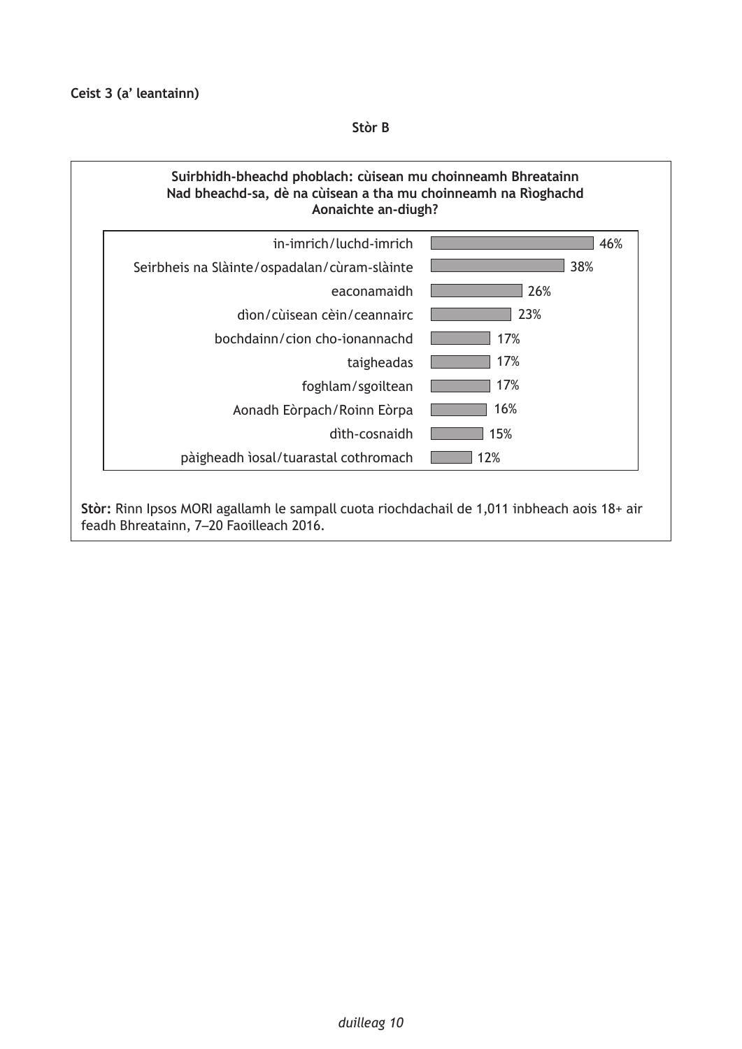**Ceist 3 (a' leantainn)**

**Stòr B**

**Suirbhidh-bheachd phoblach: cùisean mu choinneamh Bhreatainn**
**Nad bheachd-sa, dè na cùisean a tha mu choinneamh na Rìoghachd Aonaichte an-diugh?**

| Cùis | % |
|---|---|
| in-imrich/luchd-imrich | 46% |
| Seirbheis na Slàinte/ospadalan/cùram-slàinte | 38% |
| eaconamaidh | 26% |
| dìon/cùisean cèin/ceannairc | 23% |
| bochdainn/cion cho-ionannachd | 17% |
| taigheadas | 17% |
| foghlam/sgoiltean | 17% |
| Aonadh Eòrpach/Roinn Eòrpa | 16% |
| dìth-cosnaidh | 15% |
| pàigheadh ìosal/tuarastal cothromach | 12% |

**Stòr:** Rinn Ipsos MORI agallamh le sampall cuota riochdachail de 1,011 inbheach aois 18+ air feadh Bhreatainn, 7–20 Faoilleach 2016.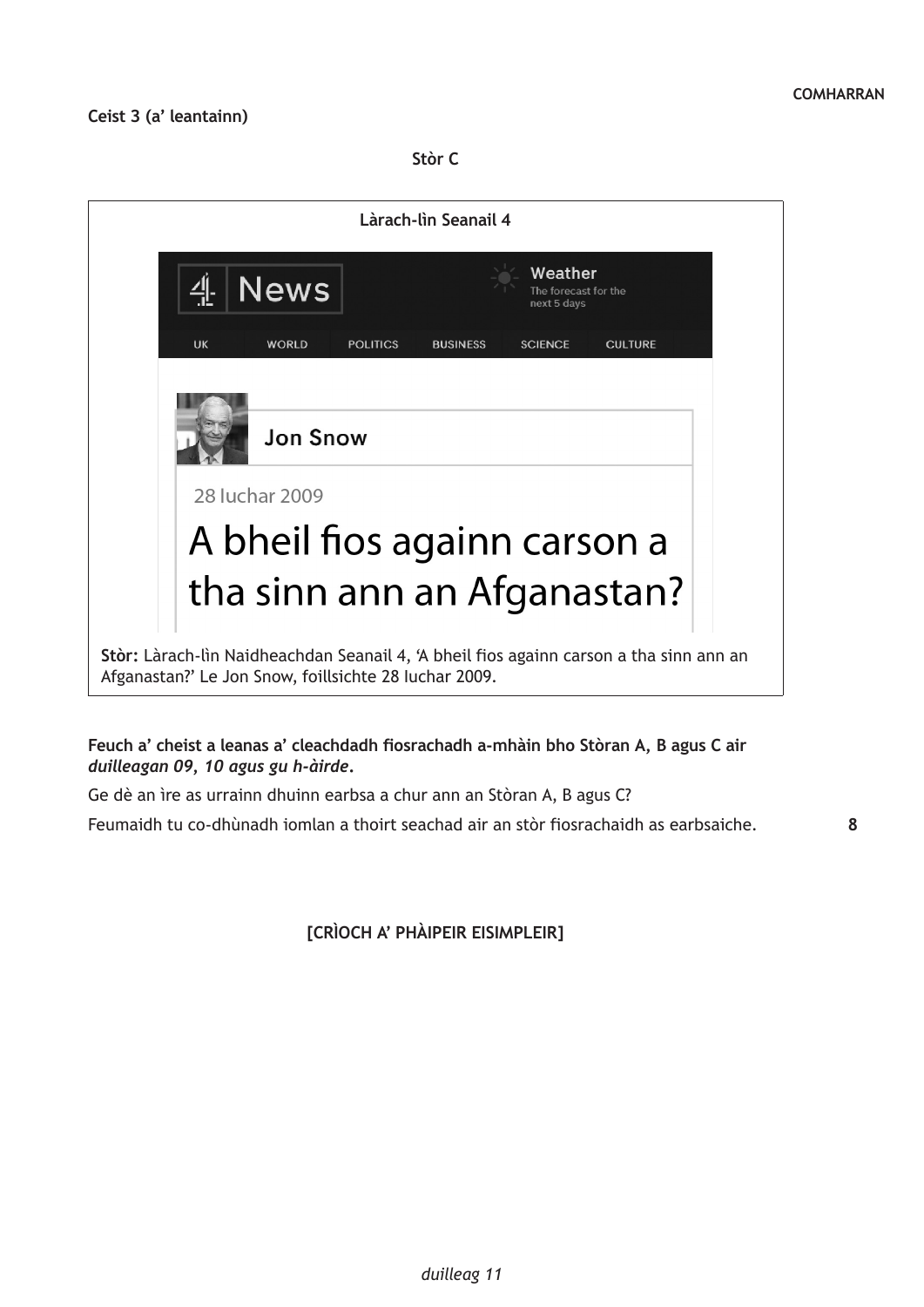**COMHARRAN**

**Ceist 3 (a' leantainn)**

**Stòr C**

**Làrach-lìn Seanail 4**

4 News

Weather
The forecast for the next 5 days

UK | WORLD | POLITICS | BUSINESS | SCIENCE | CULTURE

Jon Snow

28 Iuchar 2009

# A bheil fios againn carson a tha sinn ann an Afganastan?

**Stòr:** Làrach-lìn Naidheachdan Seanail 4, 'A bheil fios againn carson a tha sinn ann an Afganastan?' Le Jon Snow, foillsichte 28 Iuchar 2009.

**Feuch a' cheist a leanas a' cleachdadh fiosrachadh a-mhàin bho Stòran A, B agus C air *duilleagan 09, 10 agus gu h-àirde*.**

Ge dè an ìre as urrainn dhuinn earbsa a chur ann an Stòran A, B agus C?

Feumaidh tu co-dhùnadh iomlan a thoirt seachad air an stòr fiosrachaidh as earbsaiche. **8**

**[CRÌOCH A' PHÀIPEIR EISIMPLEIR]**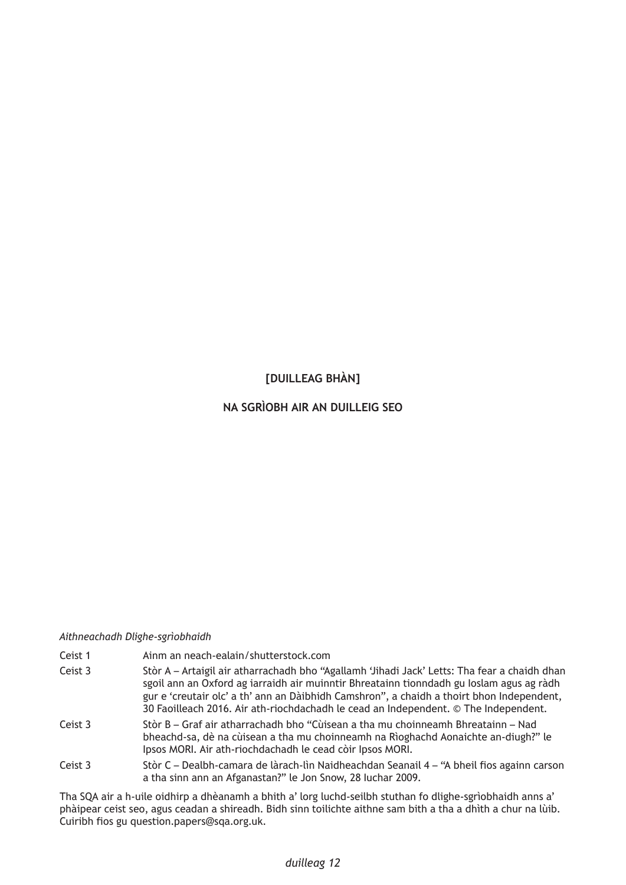**[DUILLEAG BHÀN]**

**NA SGRÌOBH AIR AN DUILLEIG SEO**

*Aithneachadh Dlighe-sgrìobhaidh*

| | |
|---|---|
| Ceist 1 | Ainm an neach-ealain/shutterstock.com |
| Ceist 3 | Stòr A – Artaigil air atharrachadh bho "Agallamh 'Jihadi Jack' Letts: Tha fear a chaidh dhan sgoil ann an Oxford ag iarraidh air muinntir Bhreatainn tionndadh gu Ioslam agus ag ràdh gur e 'creutair olc' a th' ann an Dàibhidh Camshron", a chaidh a thoirt bhon Independent, 30 Faoilleach 2016. Air ath-riochdachadh le cead an Independent. © The Independent. |
| Ceist 3 | Stòr B – Graf air atharrachadh bho "Cùisean a tha mu choinneamh Bhreatainn – Nad bheachd-sa, dè na cùisean a tha mu choinneamh na Rìoghachd Aonaichte an-diugh?" le Ipsos MORI. Air ath-riochdachadh le cead còir Ipsos MORI. |
| Ceist 3 | Stòr C – Dealbh-camara de làrach-lìn Naidheachdan Seanail 4 – "A bheil fios againn carson a tha sinn ann an Afganastan?" le Jon Snow, 28 Iuchar 2009. |

Tha SQA air a h-uile oidhirp a dhèanamh a bhith a' lorg luchd-seilbh stuthan fo dlighe-sgrìobhaidh anns a' phàipear ceist seo, agus ceadan a shireadh. Bidh sinn toilichte aithne sam bith a tha a dhìth a chur na lùib. Cuiribh fios gu question.papers@sqa.org.uk.